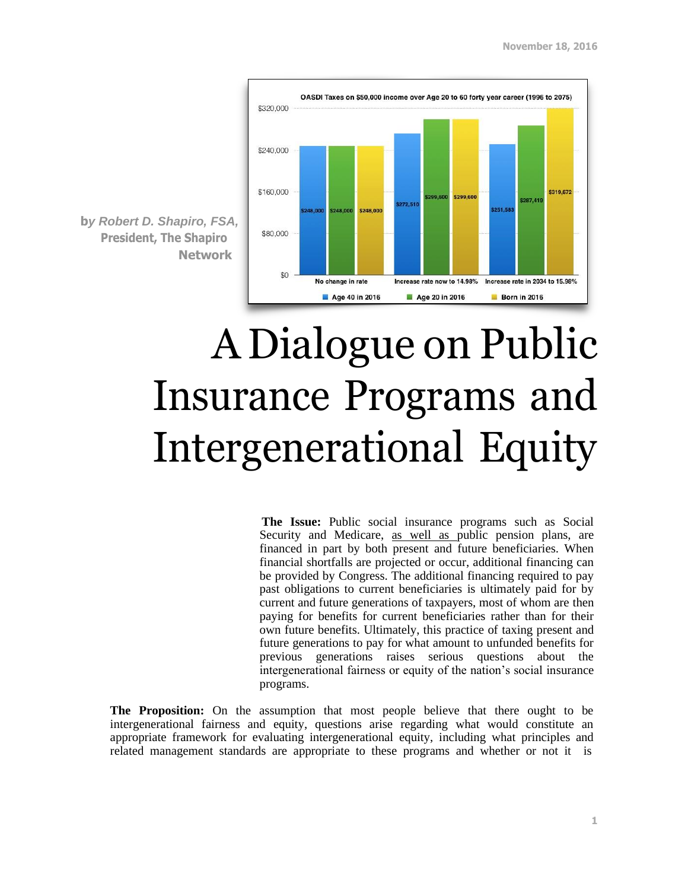November 18, 2016

**OASDI Taxes on $50,000 income over Age 20 to 60 forty year career (1996 to 2075)**

| | Age 40 in 2016 | Age 20 in 2016 | Born in 2016 |
|---|---|---|---|
| No change in rate | $248,000 | $248,000 | $248,000 |
| Increase rate now to 14.98% | $272,510 | $299,600 | $299,600 |
| Increase rate in 2034 to 15.98% | $251,583 | $287,410 | $319,672 |

**by** ***Robert D. Shapiro, FSA,*** **President, The Shapiro Network**

# A Dialogue on Public Insurance Programs and Intergenerational Equity

**The Issue:** Public social insurance programs such as Social Security and Medicare, as well as public pension plans, are financed in part by both present and future beneficiaries. When financial shortfalls are projected or occur, additional financing can be provided by Congress. The additional financing required to pay past obligations to current beneficiaries is ultimately paid for by current and future generations of taxpayers, most of whom are then paying for benefits for current beneficiaries rather than for their own future benefits. Ultimately, this practice of taxing present and future generations to pay for what amount to unfunded benefits for previous generations raises serious questions about the intergenerational fairness or equity of the nation's social insurance programs.

**The Proposition:** On the assumption that most people believe that there ought to be intergenerational fairness and equity, questions arise regarding what would constitute an appropriate framework for evaluating intergenerational equity, including what principles and related management standards are appropriate to these programs and whether or not it is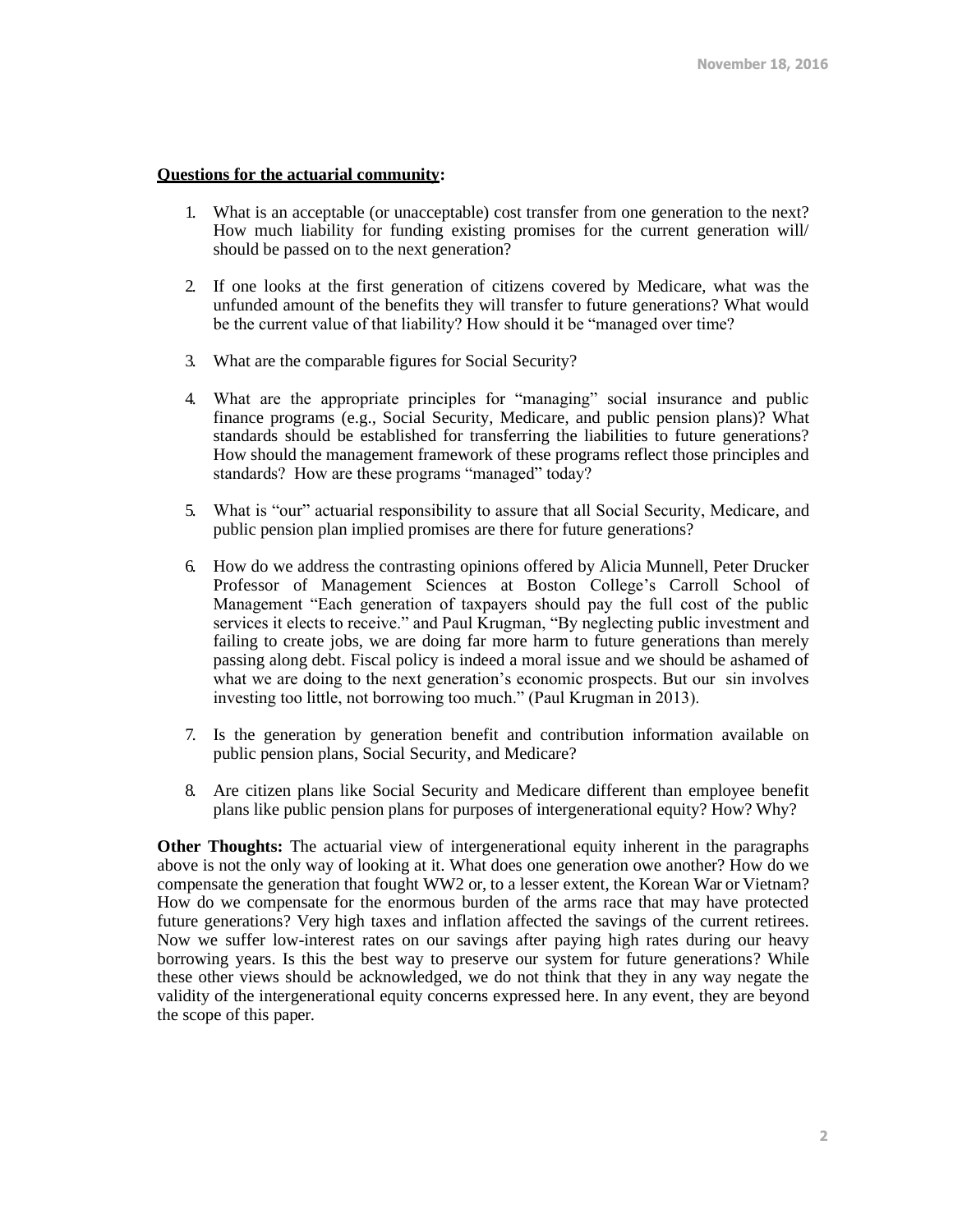**Questions for the actuarial community:**

1. What is an acceptable (or unacceptable) cost transfer from one generation to the next? How much liability for funding existing promises for the current generation will/ should be passed on to the next generation?

2. If one looks at the first generation of citizens covered by Medicare, what was the unfunded amount of the benefits they will transfer to future generations? What would be the current value of that liability? How should it be "managed over time?

3. What are the comparable figures for Social Security?

4. What are the appropriate principles for "managing" social insurance and public finance programs (e.g., Social Security, Medicare, and public pension plans)? What standards should be established for transferring the liabilities to future generations? How should the management framework of these programs reflect those principles and standards? How are these programs "managed" today?

5. What is "our" actuarial responsibility to assure that all Social Security, Medicare, and public pension plan implied promises are there for future generations?

6. How do we address the contrasting opinions offered by Alicia Munnell, Peter Drucker Professor of Management Sciences at Boston College's Carroll School of Management "Each generation of taxpayers should pay the full cost of the public services it elects to receive." and Paul Krugman, "By neglecting public investment and failing to create jobs, we are doing far more harm to future generations than merely passing along debt. Fiscal policy is indeed a moral issue and we should be ashamed of what we are doing to the next generation's economic prospects. But our sin involves investing too little, not borrowing too much." (Paul Krugman in 2013).

7. Is the generation by generation benefit and contribution information available on public pension plans, Social Security, and Medicare?

8. Are citizen plans like Social Security and Medicare different than employee benefit plans like public pension plans for purposes of intergenerational equity? How? Why?

**Other Thoughts:** The actuarial view of intergenerational equity inherent in the paragraphs above is not the only way of looking at it. What does one generation owe another? How do we compensate the generation that fought WW2 or, to a lesser extent, the Korean War or Vietnam? How do we compensate for the enormous burden of the arms race that may have protected future generations? Very high taxes and inflation affected the savings of the current retirees. Now we suffer low-interest rates on our savings after paying high rates during our heavy borrowing years. Is this the best way to preserve our system for future generations? While these other views should be acknowledged, we do not think that they in any way negate the validity of the intergenerational equity concerns expressed here. In any event, they are beyond the scope of this paper.